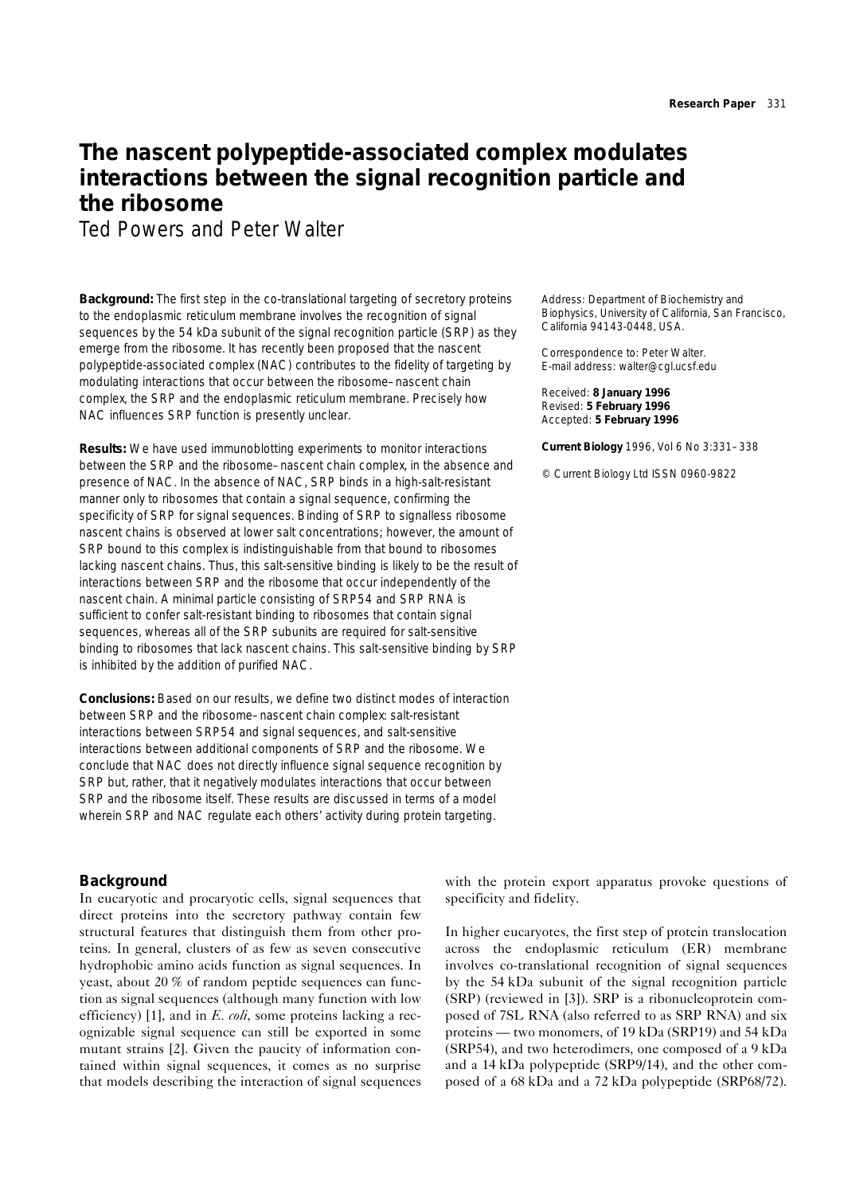# The nascent polypeptide-associated complex modulates interactions between the signal recognition particle and the ribosome

Ted Powers and Peter Walter

Address: Department of Biochemistry and Biophysics, University of California, San Francisco, California 94143-0448, USA.

Correspondence to: Peter Walter.
E-mail address: walter@cgl.ucsf.edu

Received: **8 January 1996**
Revised: **5 February 1996**
Accepted: **5 February 1996**

**Current Biology** 1996, Vol 6 No 3:331–338

© Current Biology Ltd ISSN 0960-9822

**Background:** The first step in the co-translational targeting of secretory proteins to the endoplasmic reticulum membrane involves the recognition of signal sequences by the 54 kDa subunit of the signal recognition particle (SRP) as they emerge from the ribosome. It has recently been proposed that the nascent polypeptide-associated complex (NAC) contributes to the fidelity of targeting by modulating interactions that occur between the ribosome–nascent chain complex, the SRP and the endoplasmic reticulum membrane. Precisely how NAC influences SRP function is presently unclear.

**Results:** We have used immunoblotting experiments to monitor interactions between the SRP and the ribosome–nascent chain complex, in the absence and presence of NAC. In the absence of NAC, SRP binds in a high-salt-resistant manner only to ribosomes that contain a signal sequence, confirming the specificity of SRP for signal sequences. Binding of SRP to signalless ribosome nascent chains is observed at lower salt concentrations; however, the amount of SRP bound to this complex is indistinguishable from that bound to ribosomes lacking nascent chains. Thus, this salt-sensitive binding is likely to be the result of interactions between SRP and the ribosome that occur independently of the nascent chain. A minimal particle consisting of SRP54 and SRP RNA is sufficient to confer salt-resistant binding to ribosomes that contain signal sequences, whereas all of the SRP subunits are required for salt-sensitive binding to ribosomes that lack nascent chains. This salt-sensitive binding by SRP is inhibited by the addition of purified NAC.

**Conclusions:** Based on our results, we define two distinct modes of interaction between SRP and the ribosome–nascent chain complex: salt-resistant interactions between SRP54 and signal sequences, and salt-sensitive interactions between additional components of SRP and the ribosome. We conclude that NAC does not directly influence signal sequence recognition by SRP but, rather, that it negatively modulates interactions that occur between SRP and the ribosome itself. These results are discussed in terms of a model wherein SRP and NAC regulate each others' activity during protein targeting.

## Background

In eucaryotic and procaryotic cells, signal sequences that direct proteins into the secretory pathway contain few structural features that distinguish them from other proteins. In general, clusters of as few as seven consecutive hydrophobic amino acids function as signal sequences. In yeast, about 20 % of random peptide sequences can function as signal sequences (although many function with low efficiency) [1], and in *E. coli*, some proteins lacking a recognizable signal sequence can still be exported in some mutant strains [2]. Given the paucity of information contained within signal sequences, it comes as no surprise that models describing the interaction of signal sequences with the protein export apparatus provoke questions of specificity and fidelity.

In higher eucaryotes, the first step of protein translocation across the endoplasmic reticulum (ER) membrane involves co-translational recognition of signal sequences by the 54 kDa subunit of the signal recognition particle (SRP) (reviewed in [3]). SRP is a ribonucleoprotein composed of 7SL RNA (also referred to as SRP RNA) and six proteins — two monomers, of 19 kDa (SRP19) and 54 kDa (SRP54), and two heterodimers, one composed of a 9 kDa and a 14 kDa polypeptide (SRP9/14), and the other composed of a 68 kDa and a 72 kDa polypeptide (SRP68/72).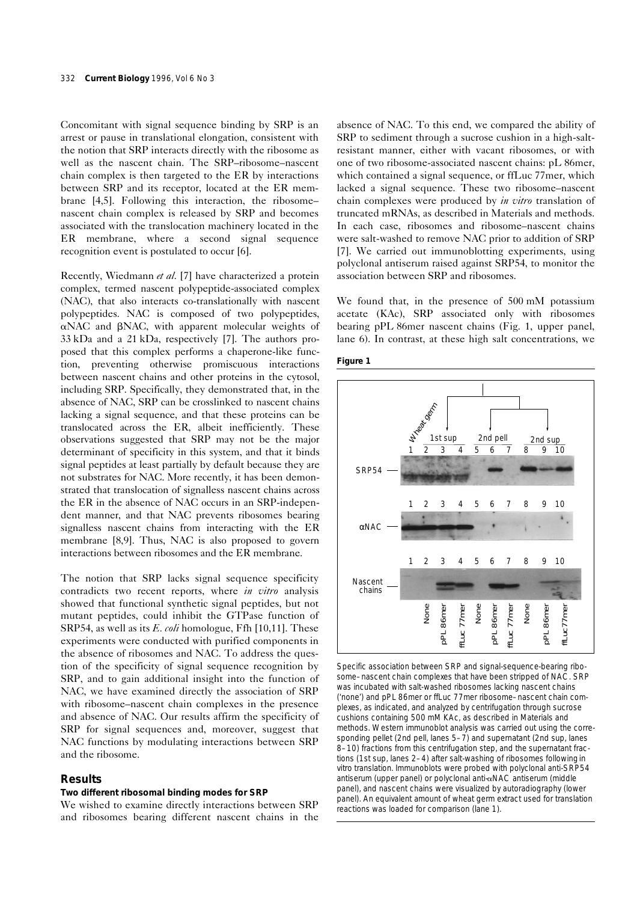Concomitant with signal sequence binding by SRP is an arrest or pause in translational elongation, consistent with the notion that SRP interacts directly with the ribosome as well as the nascent chain. The SRP–ribosome–nascent chain complex is then targeted to the ER by interactions between SRP and its receptor, located at the ER membrane [4,5]. Following this interaction, the ribosome–nascent chain complex is released by SRP and becomes associated with the translocation machinery located in the ER membrane, where a second signal sequence recognition event is postulated to occur [6].

Recently, Wiedmann *et al.* [7] have characterized a protein complex, termed nascent polypeptide-associated complex (NAC), that also interacts co-translationally with nascent polypeptides. NAC is composed of two polypeptides, αNAC and βNAC, with apparent molecular weights of 33 kDa and a 21 kDa, respectively [7]. The authors proposed that this complex performs a chaperone-like function, preventing otherwise promiscuous interactions between nascent chains and other proteins in the cytosol, including SRP. Specifically, they demonstrated that, in the absence of NAC, SRP can be crosslinked to nascent chains lacking a signal sequence, and that these proteins can be translocated across the ER, albeit inefficiently. These observations suggested that SRP may not be the major determinant of specificity in this system, and that it binds signal peptides at least partially by default because they are not substrates for NAC. More recently, it has been demonstrated that translocation of signalless nascent chains across the ER in the absence of NAC occurs in an SRP-independent manner, and that NAC prevents ribosomes bearing signalless nascent chains from interacting with the ER membrane [8,9]. Thus, NAC is also proposed to govern interactions between ribosomes and the ER membrane.

The notion that SRP lacks signal sequence specificity contradicts two recent reports, where *in vitro* analysis showed that functional synthetic signal peptides, but not mutant peptides, could inhibit the GTPase function of SRP54, as well as its *E. coli* homologue, Ffh [10,11]. These experiments were conducted with purified components in the absence of ribosomes and NAC. To address the question of the specificity of signal sequence recognition by SRP, and to gain additional insight into the function of NAC, we have examined directly the association of SRP with ribosome–nascent chain complexes in the presence and absence of NAC. Our results affirm the specificity of SRP for signal sequences and, moreover, suggest that NAC functions by modulating interactions between SRP and the ribosome.

## Results

### Two different ribosomal binding modes for SRP

We wished to examine directly interactions between SRP and ribosomes bearing different nascent chains in the absence of NAC. To this end, we compared the ability of SRP to sediment through a sucrose cushion in a high-salt-resistant manner, either with vacant ribosomes, or with one of two ribosome-associated nascent chains: pL 86mer, which contained a signal sequence, or ffLuc 77mer, which lacked a signal sequence. These two ribosome–nascent chain complexes were produced by *in vitro* translation of truncated mRNAs, as described in Materials and methods. In each case, ribosomes and ribosome–nascent chains were salt-washed to remove NAC prior to addition of SRP [7]. We carried out immunoblotting experiments, using polyclonal antiserum raised against SRP54, to monitor the association between SRP and ribosomes.

We found that, in the presence of 500 mM potassium acetate (KAc), SRP associated only with ribosomes bearing pPL 86mer nascent chains (Fig. 1, upper panel, lane 6). In contrast, at these high salt concentrations, we

**Figure 1**

Specific association between SRP and signal-sequence-bearing ribosome–nascent chain complexes that have been stripped of NAC. SRP was incubated with salt-washed ribosomes lacking nascent chains ('none') and pPL 86mer or ffLuc 77mer ribosome–nascent chain complexes, as indicated, and analyzed by centrifugation through sucrose cushions containing 500 mM KAc, as described in Materials and methods. Western immunoblot analysis was carried out using the corresponding pellet (2nd pell, lanes 5–7) and supernatant (2nd sup, lanes 8–10) fractions from this centrifugation step, and the supernatant fractions (1st sup, lanes 2–4) after salt-washing of ribosomes following in vitro translation. Immunoblots were probed with polyclonal anti-SRP54 antiserum (upper panel) or polyclonal anti-αNAC antiserum (middle panel), and nascent chains were visualized by autoradiography (lower panel). An equivalent amount of wheat germ extract used for translation reactions was loaded for comparison (lane 1).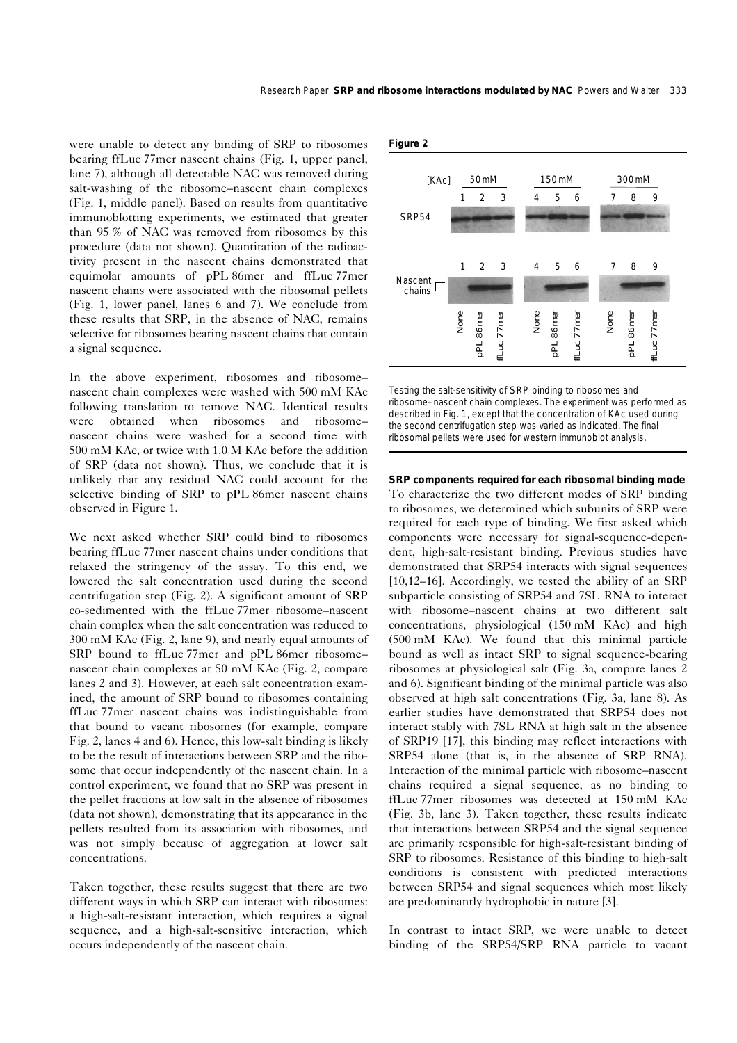were unable to detect any binding of SRP to ribosomes bearing ffLuc 77mer nascent chains (Fig. 1, upper panel, lane 7), although all detectable NAC was removed during salt-washing of the ribosome–nascent chain complexes (Fig. 1, middle panel). Based on results from quantitative immunoblotting experiments, we estimated that greater than 95 % of NAC was removed from ribosomes by this procedure (data not shown). Quantitation of the radioactivity present in the nascent chains demonstrated that equimolar amounts of pPL 86mer and ffLuc 77mer nascent chains were associated with the ribosomal pellets (Fig. 1, lower panel, lanes 6 and 7). We conclude from these results that SRP, in the absence of NAC, remains selective for ribosomes bearing nascent chains that contain a signal sequence.

In the above experiment, ribosomes and ribosome–nascent chain complexes were washed with 500 mM KAc following translation to remove NAC. Identical results were obtained when ribosomes and ribosome–nascent chains were washed for a second time with 500 mM KAc, or twice with 1.0 M KAc before the addition of SRP (data not shown). Thus, we conclude that it is unlikely that any residual NAC could account for the selective binding of SRP to pPL 86mer nascent chains observed in Figure 1.

We next asked whether SRP could bind to ribosomes bearing ffLuc 77mer nascent chains under conditions that relaxed the stringency of the assay. To this end, we lowered the salt concentration used during the second centrifugation step (Fig. 2). A significant amount of SRP co-sedimented with the ffLuc 77mer ribosome–nascent chain complex when the salt concentration was reduced to 300 mM KAc (Fig. 2, lane 9), and nearly equal amounts of SRP bound to ffLuc 77mer and pPL 86mer ribosome–nascent chain complexes at 50 mM KAc (Fig. 2, compare lanes 2 and 3). However, at each salt concentration examined, the amount of SRP bound to ribosomes containing ffLuc 77mer nascent chains was indistinguishable from that bound to vacant ribosomes (for example, compare Fig. 2, lanes 4 and 6). Hence, this low-salt binding is likely to be the result of interactions between SRP and the ribosome that occur independently of the nascent chain. In a control experiment, we found that no SRP was present in the pellet fractions at low salt in the absence of ribosomes (data not shown), demonstrating that its appearance in the pellets resulted from its association with ribosomes, and was not simply because of aggregation at lower salt concentrations.

Taken together, these results suggest that there are two different ways in which SRP can interact with ribosomes: a high-salt-resistant interaction, which requires a signal sequence, and a high-salt-sensitive interaction, which occurs independently of the nascent chain.

**Figure 2**

Testing the salt-sensitivity of SRP binding to ribosomes and ribosome–nascent chain complexes. The experiment was performed as described in Fig. 1, except that the concentration of KAc used during the second centrifugation step was varied as indicated. The final ribosomal pellets were used for western immunoblot analysis.

### SRP components required for each ribosomal binding mode

To characterize the two different modes of SRP binding to ribosomes, we determined which subunits of SRP were required for each type of binding. We first asked which components were necessary for signal-sequence-dependent, high-salt-resistant binding. Previous studies have demonstrated that SRP54 interacts with signal sequences [10,12–16]. Accordingly, we tested the ability of an SRP subparticle consisting of SRP54 and 7SL RNA to interact with ribosome–nascent chains at two different salt concentrations, physiological (150 mM KAc) and high (500 mM KAc). We found that this minimal particle bound as well as intact SRP to signal sequence-bearing ribosomes at physiological salt (Fig. 3a, compare lanes 2 and 6). Significant binding of the minimal particle was also observed at high salt concentrations (Fig. 3a, lane 8). As earlier studies have demonstrated that SRP54 does not interact stably with 7SL RNA at high salt in the absence of SRP19 [17], this binding may reflect interactions with SRP54 alone (that is, in the absence of SRP RNA). Interaction of the minimal particle with ribosome–nascent chains required a signal sequence, as no binding to ffLuc 77mer ribosomes was detected at 150 mM KAc (Fig. 3b, lane 3). Taken together, these results indicate that interactions between SRP54 and the signal sequence are primarily responsible for high-salt-resistant binding of SRP to ribosomes. Resistance of this binding to high-salt conditions is consistent with predicted interactions between SRP54 and signal sequences which most likely are predominantly hydrophobic in nature [3].

In contrast to intact SRP, we were unable to detect binding of the SRP54/SRP RNA particle to vacant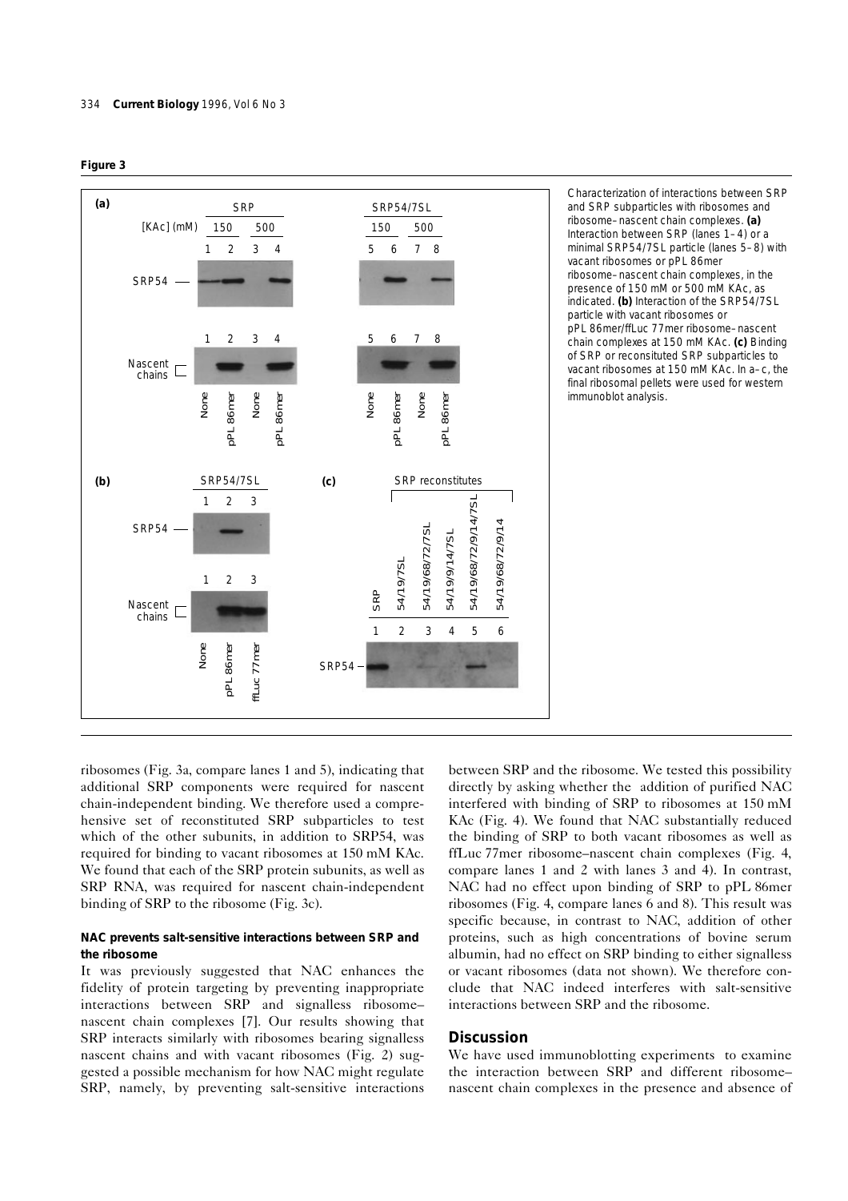**Figure 3**

Characterization of interactions between SRP and SRP subparticles with ribosomes and ribosome–nascent chain complexes. **(a)** Interaction between SRP (lanes 1–4) or a minimal SRP54/7SL particle (lanes 5–8) with vacant ribosomes or pPL 86mer ribosome–nascent chain complexes, in the presence of 150 mM or 500 mM KAc, as indicated. **(b)** Interaction of the SRP54/7SL particle with vacant ribosomes or pPL 86mer/ffLuc 77mer ribosome–nascent chain complexes at 150 mM KAc. **(c)** Binding of SRP or reconsituted SRP subparticles to vacant ribosomes at 150 mM KAc. In a–c, the final ribosomal pellets were used for western immunoblot analysis.

ribosomes (Fig. 3a, compare lanes 1 and 5), indicating that additional SRP components were required for nascent chain-independent binding. We therefore used a comprehensive set of reconstituted SRP subparticles to test which of the other subunits, in addition to SRP54, was required for binding to vacant ribosomes at 150 mM KAc. We found that each of the SRP protein subunits, as well as SRP RNA, was required for nascent chain-independent binding of SRP to the ribosome (Fig. 3c).

### NAC prevents salt-sensitive interactions between SRP and the ribosome

It was previously suggested that NAC enhances the fidelity of protein targeting by preventing inappropriate interactions between SRP and signalless ribosome–nascent chain complexes [7]. Our results showing that SRP interacts similarly with ribosomes bearing signalless nascent chains and with vacant ribosomes (Fig. 2) suggested a possible mechanism for how NAC might regulate SRP, namely, by preventing salt-sensitive interactions between SRP and the ribosome. We tested this possibility directly by asking whether the addition of purified NAC interfered with binding of SRP to ribosomes at 150 mM KAc (Fig. 4). We found that NAC substantially reduced the binding of SRP to both vacant ribosomes as well as ffLuc 77mer ribosome–nascent chain complexes (Fig. 4, compare lanes 1 and 2 with lanes 3 and 4). In contrast, NAC had no effect upon binding of SRP to pPL 86mer ribosomes (Fig. 4, compare lanes 6 and 8). This result was specific because, in contrast to NAC, addition of other proteins, such as high concentrations of bovine serum albumin, had no effect on SRP binding to either signalless or vacant ribosomes (data not shown). We therefore conclude that NAC indeed interferes with salt-sensitive interactions between SRP and the ribosome.

## Discussion

We have used immunoblotting experiments to examine the interaction between SRP and different ribosome–nascent chain complexes in the presence and absence of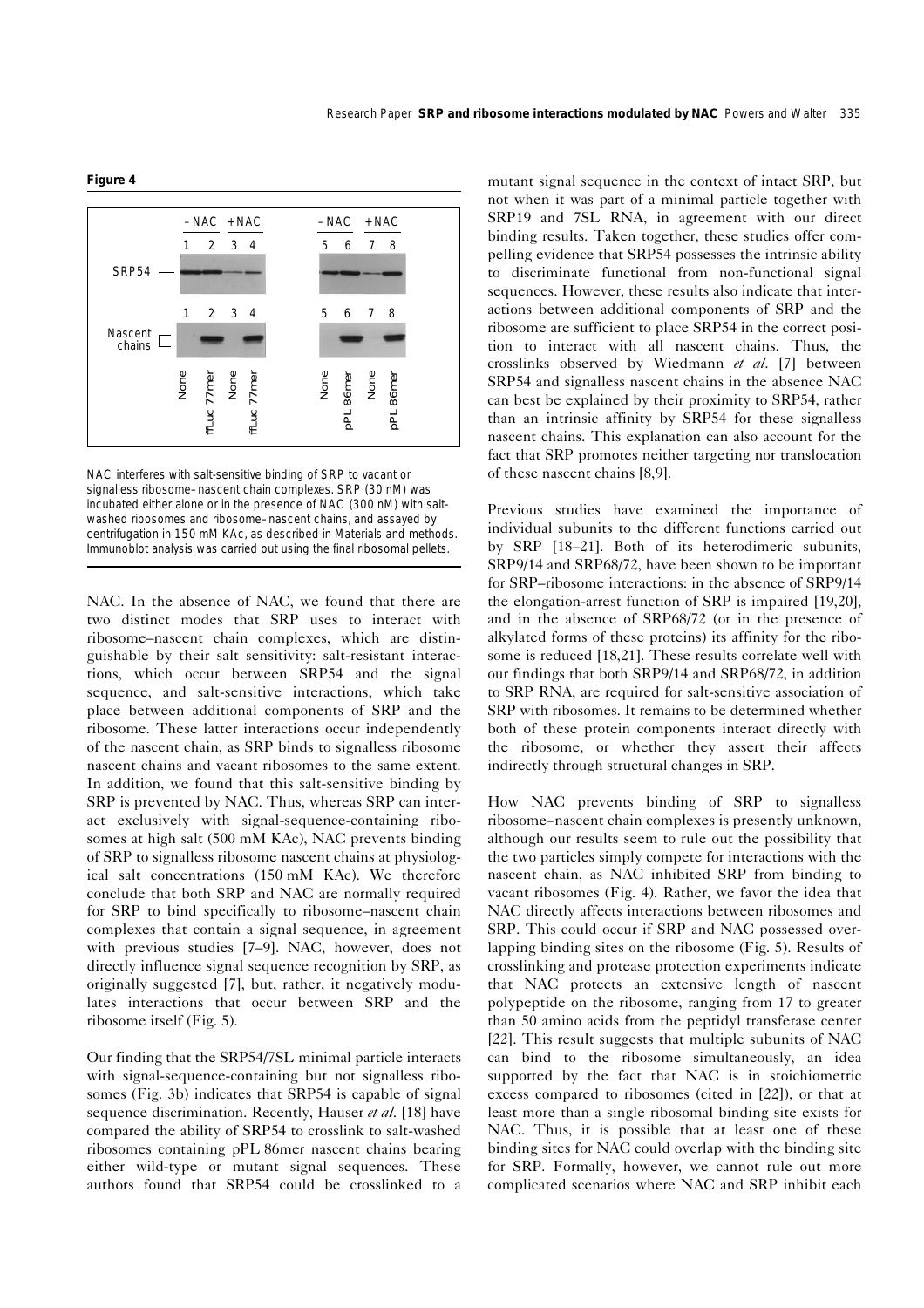**Figure 4**

NAC interferes with salt-sensitive binding of SRP to vacant or signalless ribosome–nascent chain complexes. SRP (30 nM) was incubated either alone or in the presence of NAC (300 nM) with salt-washed ribosomes and ribosome–nascent chains, and assayed by centrifugation in 150 mM KAc, as described in Materials and methods. Immunoblot analysis was carried out using the final ribosomal pellets.

NAC. In the absence of NAC, we found that there are two distinct modes that SRP uses to interact with ribosome–nascent chain complexes, which are distinguishable by their salt sensitivity: salt-resistant interactions, which occur between SRP54 and the signal sequence, and salt-sensitive interactions, which take place between additional components of SRP and the ribosome. These latter interactions occur independently of the nascent chain, as SRP binds to signalless ribosome nascent chains and vacant ribosomes to the same extent. In addition, we found that this salt-sensitive binding by SRP is prevented by NAC. Thus, whereas SRP can interact exclusively with signal-sequence-containing ribosomes at high salt (500 mM KAc), NAC prevents binding of SRP to signalless ribosome nascent chains at physiological salt concentrations (150 mM KAc). We therefore conclude that both SRP and NAC are normally required for SRP to bind specifically to ribosome–nascent chain complexes that contain a signal sequence, in agreement with previous studies [7–9]. NAC, however, does not directly influence signal sequence recognition by SRP, as originally suggested [7], but, rather, it negatively modulates interactions that occur between SRP and the ribosome itself (Fig. 5).

Our finding that the SRP54/7SL minimal particle interacts with signal-sequence-containing but not signalless ribosomes (Fig. 3b) indicates that SRP54 is capable of signal sequence discrimination. Recently, Hauser *et al.* [18] have compared the ability of SRP54 to crosslink to salt-washed ribosomes containing pPL 86mer nascent chains bearing either wild-type or mutant signal sequences. These authors found that SRP54 could be crosslinked to a mutant signal sequence in the context of intact SRP, but not when it was part of a minimal particle together with SRP19 and 7SL RNA, in agreement with our direct binding results. Taken together, these studies offer compelling evidence that SRP54 possesses the intrinsic ability to discriminate functional from non-functional signal sequences. However, these results also indicate that interactions between additional components of SRP and the ribosome are sufficient to place SRP54 in the correct position to interact with all nascent chains. Thus, the crosslinks observed by Wiedmann *et al.* [7] between SRP54 and signalless nascent chains in the absence NAC can best be explained by their proximity to SRP54, rather than an intrinsic affinity by SRP54 for these signalless nascent chains. This explanation can also account for the fact that SRP promotes neither targeting nor translocation of these nascent chains [8,9].

Previous studies have examined the importance of individual subunits to the different functions carried out by SRP [18–21]. Both of its heterodimeric subunits, SRP9/14 and SRP68/72, have been shown to be important for SRP–ribosome interactions: in the absence of SRP9/14 the elongation-arrest function of SRP is impaired [19,20], and in the absence of SRP68/72 (or in the presence of alkylated forms of these proteins) its affinity for the ribosome is reduced [18,21]. These results correlate well with our findings that both SRP9/14 and SRP68/72, in addition to SRP RNA, are required for salt-sensitive association of SRP with ribosomes. It remains to be determined whether both of these protein components interact directly with the ribosome, or whether they assert their affects indirectly through structural changes in SRP.

How NAC prevents binding of SRP to signalless ribosome–nascent chain complexes is presently unknown, although our results seem to rule out the possibility that the two particles simply compete for interactions with the nascent chain, as NAC inhibited SRP from binding to vacant ribosomes (Fig. 4). Rather, we favor the idea that NAC directly affects interactions between ribosomes and SRP. This could occur if SRP and NAC possessed overlapping binding sites on the ribosome (Fig. 5). Results of crosslinking and protease protection experiments indicate that NAC protects an extensive length of nascent polypeptide on the ribosome, ranging from 17 to greater than 50 amino acids from the peptidyl transferase center [22]. This result suggests that multiple subunits of NAC can bind to the ribosome simultaneously, an idea supported by the fact that NAC is in stoichiometric excess compared to ribosomes (cited in [22]), or that at least more than a single ribosomal binding site exists for NAC. Thus, it is possible that at least one of these binding sites for NAC could overlap with the binding site for SRP. Formally, however, we cannot rule out more complicated scenarios where NAC and SRP inhibit each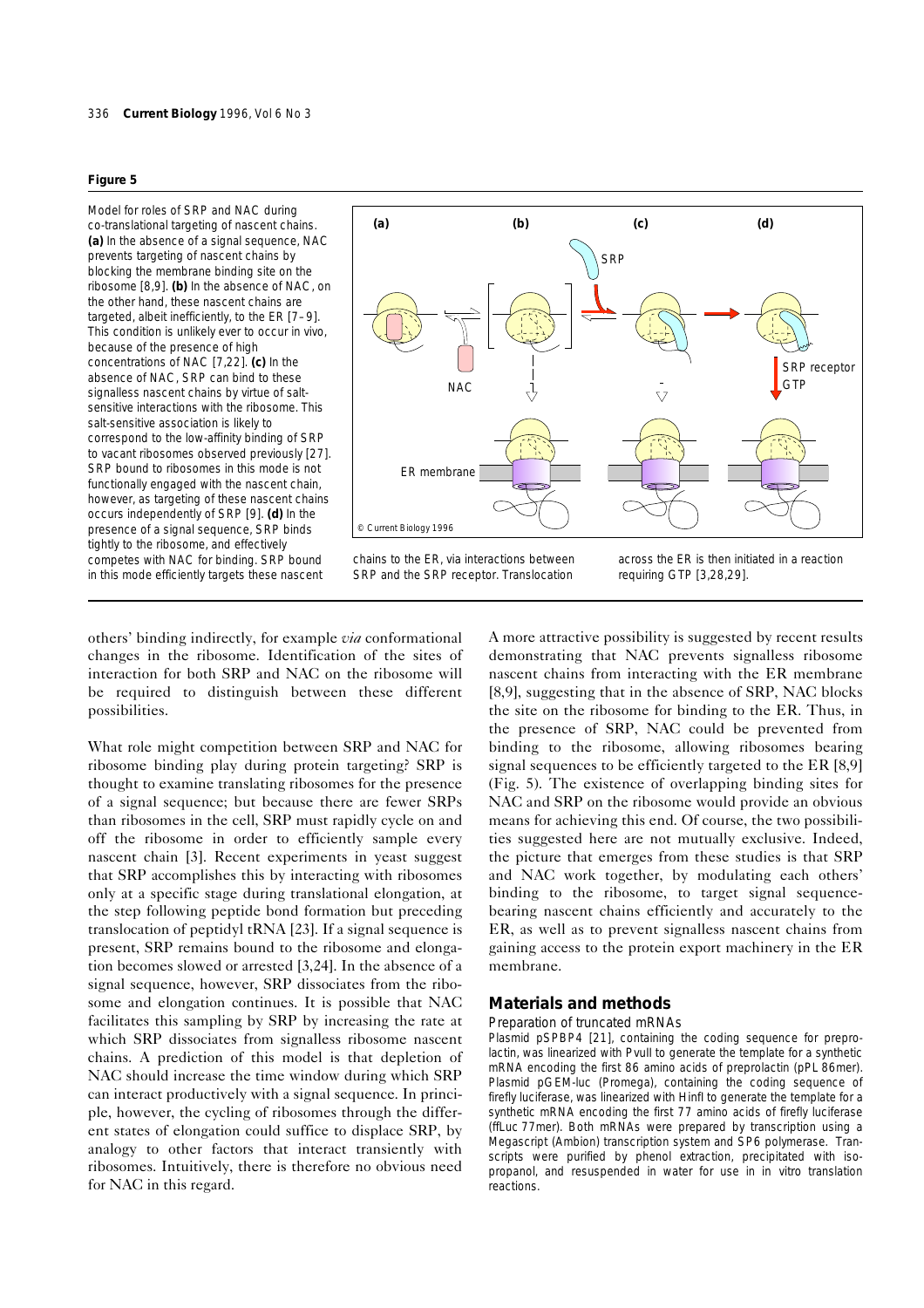**Figure 5**

Model for roles of SRP and NAC during co-translational targeting of nascent chains. **(a)** In the absence of a signal sequence, NAC prevents targeting of nascent chains by blocking the membrane binding site on the ribosome [8,9]. **(b)** In the absence of NAC, on the other hand, these nascent chains are targeted, albeit inefficiently, to the ER [7–9]. This condition is unlikely ever to occur in vivo, because of the presence of high concentrations of NAC [7,22]. **(c)** In the absence of NAC, SRP can bind to these signalless nascent chains by virtue of salt-sensitive interactions with the ribosome. This salt-sensitive association is likely to correspond to the low-affinity binding of SRP to vacant ribosomes observed previously [27]. SRP bound to ribosomes in this mode is not functionally engaged with the nascent chain, however, as targeting of these nascent chains occurs independently of SRP [9]. **(d)** In the presence of a signal sequence, SRP binds tightly to the ribosome, and effectively competes with NAC for binding. SRP bound in this mode efficiently targets these nascent chains to the ER, via interactions between SRP and the SRP receptor. Translocation across the ER is then initiated in a reaction requiring GTP [3,28,29].

others' binding indirectly, for example *via* conformational changes in the ribosome. Identification of the sites of interaction for both SRP and NAC on the ribosome will be required to distinguish between these different possibilities.

What role might competition between SRP and NAC for ribosome binding play during protein targeting? SRP is thought to examine translating ribosomes for the presence of a signal sequence; but because there are fewer SRPs than ribosomes in the cell, SRP must rapidly cycle on and off the ribosome in order to efficiently sample every nascent chain [3]. Recent experiments in yeast suggest that SRP accomplishes this by interacting with ribosomes only at a specific stage during translational elongation, at the step following peptide bond formation but preceding translocation of peptidyl tRNA [23]. If a signal sequence is present, SRP remains bound to the ribosome and elongation becomes slowed or arrested [3,24]. In the absence of a signal sequence, however, SRP dissociates from the ribosome and elongation continues. It is possible that NAC facilitates this sampling by SRP by increasing the rate at which SRP dissociates from signalless ribosome nascent chains. A prediction of this model is that depletion of NAC should increase the time window during which SRP can interact productively with a signal sequence. In principle, however, the cycling of ribosomes through the different states of elongation could suffice to displace SRP, by analogy to other factors that interact transiently with ribosomes. Intuitively, there is therefore no obvious need for NAC in this regard.

A more attractive possibility is suggested by recent results demonstrating that NAC prevents signalless ribosome nascent chains from interacting with the ER membrane [8,9], suggesting that in the absence of SRP, NAC blocks the site on the ribosome for binding to the ER. Thus, in the presence of SRP, NAC could be prevented from binding to the ribosome, allowing ribosomes bearing signal sequences to be efficiently targeted to the ER [8,9] (Fig. 5). The existence of overlapping binding sites for NAC and SRP on the ribosome would provide an obvious means for achieving this end. Of course, the two possibilities suggested here are not mutually exclusive. Indeed, the picture that emerges from these studies is that SRP and NAC work together, by modulating each others' binding to the ribosome, to target signal sequence-bearing nascent chains efficiently and accurately to the ER, as well as to prevent signalless nascent chains from gaining access to the protein export machinery in the ER membrane.

## Materials and methods

### Preparation of truncated mRNAs

Plasmid pSPBP4 [21], containing the coding sequence for preprolactin, was linearized with PvuII to generate the template for a synthetic mRNA encoding the first 86 amino acids of preprolactin (pPL 86mer). Plasmid pGEM-luc (Promega), containing the coding sequence of firefly luciferase, was linearized with HinfI to generate the template for a synthetic mRNA encoding the first 77 amino acids of firefly luciferase (ffLuc 77mer). Both mRNAs were prepared by transcription using a Megascript (Ambion) transcription system and SP6 polymerase. Transcripts were purified by phenol extraction, precipitated with isopropanol, and resuspended in water for use in in vitro translation reactions.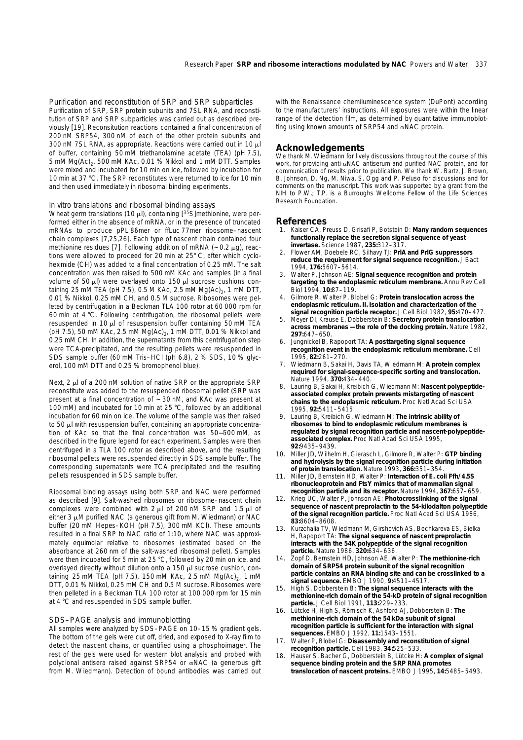### Purification and reconstitution of SRP and SRP subparticles

Purification of SRP, SRP protein subunits and 7SL RNA, and reconstitution of SRP and SRP subparticles was carried out as described previously [19]. Reconsitution reactions contained a final concentration of 200 nM SRP54, 300 nM of each of the other protein subunits and 300 nM 7SL RNA, as appropriate. Reactions were carried out in 10 μl of buffer, containing 50 mM triethanolamine acetate (TEA) (pH 7.5), 5 mM $Mg(Ac)_2$, 500 mM KAc, 0.01 % Nikkol and 1 mM DTT. Samples were mixed and incubated for 10 min on ice, followed by incubation for 10 min at 37 °C. The SRP reconstitutes were returned to ice for 10 min and then used immediately in ribosomal binding experiments.

### In vitro translations and ribosomal binding assays

Wheat germ translations (10 μl), containing [$^{35}$S]methionine, were performed either in the absence of mRNA, or in the presence of truncated mRNAs to produce pPL86mer or ffLuc77mer ribosome–nascent chain complexes [7,25,26]. Each type of nascent chain contained four methionine residues [7]. Following addition of mRNA (~0.2 μg), reactions were allowed to proceed for 20 min at 25° C, after which cycloheximide (CH) was added to a final concentration of 0.25 mM. The salt concentration was then raised to 500 mM KAc and samples (in a final volume of 50 μl) were overlayed onto 150 μl sucrose cushions containing 25 mM TEA (pH 7.5), 0.5 M KAc, 2.5 mM $Mg(Ac)_2$, 1 mM DTT, 0.01 % Nikkol, 0.25 mM CH, and 0.5 M sucrose. Ribosomes were pelleted by centrifugation in a Beckman TLA 100 rotor at 60 000 rpm for 60 min at 4 °C. Following centrifugation, the ribosomal pellets were resuspended in 10 μl of resuspension buffer containing 50 mM TEA (pH 7.5), 50 mM KAc, 2.5 mM $Mg(Ac)_2$, 1 mM DTT, 0.01 % Nikkol and 0.25 mM CH. In addition, the supernatants from this centrifugation step were TCA-precipitated, and the resulting pellets were resuspended in SDS sample buffer (60 mM Tris–HCl (pH 6.8), 2 % SDS, 10 % glycerol, 100 mM DTT and 0.25 % bromophenol blue).

Next, 2 μl of a 200 nM solution of native SRP or the appropriate SRP reconstitute was added to the resuspended ribosomal pellet (SRP was present at a final concentration of ~30 nM, and KAc was present at 100 mM) and incubated for 10 min at 25 °C, followed by an additional incubation for 60 min on ice. The volume of the sample was then raised to 50 μl with resuspension buffer, containing an appropriate concentration of KAc so that the final concentration was 50–500 mM, as described in the figure legend for each experiment. Samples were then centrifuged in a TLA 100 rotor as described above, and the resulting ribosomal pellets were resuspended directly in SDS sample buffer. The corresponding supernatants were TCA precipitated and the resulting pellets resuspended in SDS sample buffer.

Ribosomal binding assays using both SRP and NAC were performed as described [9]. Salt-washed ribosomes or ribosome–nascent chain complexes were combined with 2 μl of 200 nM SRP and 1.5 μl of either 3 μM purified NAC (a generous gift from M. Wiedmann) or NAC buffer (20 mM Hepes–KOH (pH 7.5), 300 mM KCl). These amounts resulted in a final SRP to NAC ratio of 1:10, where NAC was approximately equimolar relative to ribosomes (estimated based on the absorbance at 260 nm of the salt-washed ribosomal pellet). Samples were then incubated for 5 min at 25 °C, followed by 20 min on ice, and overlayed directly without dilution onto a 150 μl sucrose cushion, containing 25 mM TEA (pH 7.5), 150 mM KAc, 2.5 mM $Mg(Ac)_2$, 1 mM DTT, 0.01 % Nikkol, 0.25 mM CH and 0.5 M sucrose. Ribosomes were then pelleted in a Beckman TLA 100 rotor at 100 000 rpm for 15 min at 4 °C and resuspended in SDS sample buffer.

### SDS–PAGE analysis and immunoblotting

All samples were analyzed by SDS–PAGE on 10–15 % gradient gels. The bottom of the gels were cut off, dried, and exposed to X-ray film to detect the nascent chains, or quantified using a phosphoimager. The rest of the gels were used for western blot analysis and probed with polyclonal antisera raised against SRP54 or αNAC (a generous gift from M. Wiedmann). Detection of bound antibodies was carried out with the Renaissance chemiluminescence system (DuPont) according to the manufacturers' instructions. All exposures were within the linear range of the detection film, as determined by quantitative immunoblotting using known amounts of SRP54 and αNAC protein.

## Acknowledgements

We thank M. Wiedmann for lively discussions throughout the course of this work, for providing anti-αNAC antiserum and purified NAC protein, and for communication of results prior to publication. We thank W. Bartz, J. Brown, B. Johnson, D. Ng, M. Niwa, S. Ogg and P. Peluso for discussions and for comments on the manuscript. This work was supported by a grant from the NIH to P.W.; T.P. is a Burroughs Wellcome Fellow of the Life Sciences Research Foundation.

## References

1. Kaiser CA, Preuss D, Grisafi P, Botstein D: **Many random sequences functionally replace the secretion signal sequence of yeast invertase.** Science 1987, **235:**312–317.
2. Flower AM, Doebele RC, Silhavy TJ: **PrlA and PrlG suppressors reduce the requirement for signal sequence recognition.** J Bact 1994, **176:**5607–5614.
3. Walter P, Johnson AE: **Signal sequence recognition and protein targeting to the endoplasmic reticulum membrane.** Annu Rev Cell Biol 1994, **10:**87–119.
4. Gilmore R, Walter P, Blobel G: **Protein translocation across the endoplasmic reticulum. II. Isolation and characterization of the signal recognition particle receptor.** J Cell Biol 1982, **95:**470–477.
5. Meyer DI, Krause E, Dobberstein B: **Secretory protein translocation across membranes — the role of the docking protein.** Nature 1982, **297:**647–650.
6. Jungnickel B, Rapoport TA: **A posttargeting signal sequence recognition event in the endoplasmic reticulum membrane.** Cell 1995, **82:**261–270.
7. Wiedmann B, Sakai H, Davis TA, Wiedmann M: **A protein complex required for signal-sequence-specific sorting and translocation.** Nature 1994, **370:**434–440.
8. Lauring B, Sakai H, Kreibich G, Wiedmann M: **Nascent polypeptide-associated complex protein prevents mistargeting of nascent chains to the endoplasmic reticulum.** Proc Natl Acad Sci USA 1995, **92:**5411–5415.
9. Lauring B, Kreibich G, Wiedmann M: **The intrinsic ability of ribosomes to bind to endoplasmic reticulum membranes is regulated by signal recognition particle and nascent-polypeptide-associated complex.** Proc Natl Acad Sci USA 1995, **92:**9435–9439.
10. Miller JD, Wilhelm H, Gierasch L, Gilmore R, Walter P: **GTP binding and hydrolysis by the signal recognition particle during initiation of protein translocation.** Nature 1993, **366:**351–354.
11. Miller JD, Bernstein HD, Walter P: **Interaction of E. coli Ffh/4.5S ribonucleoprotein and FtsY mimics that of mammalian signal recognition particle and its receptor.** Nature 1994, **367:**657–659.
12. Krieg UC, Walter P, Johnson AE: **Photocrosslinking of the signal sequence of nascent preprolactin to the 54-kilodalton polypeptide of the signal recognition particle.** Proc Natl Acad Sci USA 1986, **83:**8604–8608.
13. Kurzchalia TV, Wiedmann M, Girshovich AS, Bochkareva ES, Bielka H, Rapoport TA: **The signal sequence of nascent preprolactin interacts with the 54K polypeptide of the signal recognition particle.** Nature 1986, **320:**634–636.
14. Zopf D, Bernstein HD, Johnson AE, Walter P: **The methionine-rich domain of SRP54 protein subunit of the signal recognition particle contains an RNA binding site and can be crosslinked to a signal sequence.** EMBO J 1990, **9:**4511–4517.
15. High S, Dobberstein B: **The signal sequence interacts with the methionine-rich domain of the 54-kD protein of signal recognition particle.** J Cell Biol 1991, **113:**229–233.
16. Lütcke H, High S, Römisch K, Ashford AJ, Dobberstein B: **The methionine-rich domain of the 54 kDa subunit of signal recognition particle is sufficient for the interaction with signal sequences.** EMBO J 1992, **11:**1543–1551.
17. Walter P, Blobel G: **Disassembly and reconstitution of signal recognition particle.** Cell 1983, **34:**525–533.
18. Hauser S, Bacher G, Dobberstein B, Lütcke H: **A complex of signal sequence binding protein and the SRP RNA promotes translocation of nascent proteins.** EMBO J 1995, **14:**5485–5493.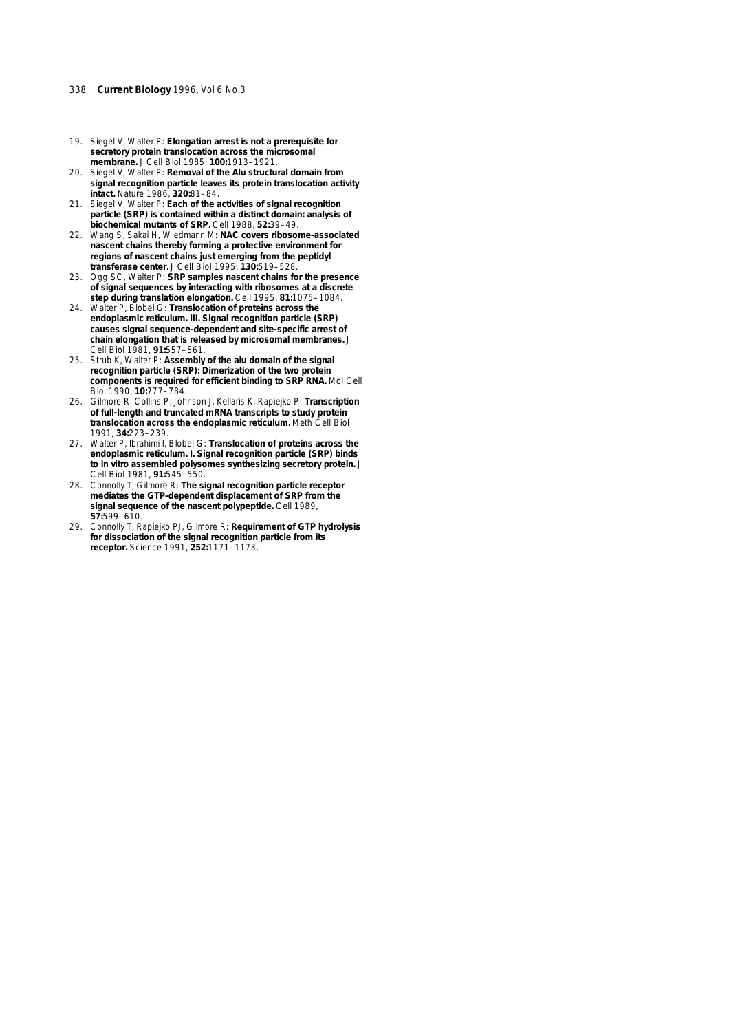19. Siegel V, Walter P: **Elongation arrest is not a prerequisite for secretory protein translocation across the microsomal membrane.** J Cell Biol 1985, **100:**1913–1921.
20. Siegel V, Walter P: **Removal of the Alu structural domain from signal recognition particle leaves its protein translocation activity intact.** Nature 1986, **320:**81–84.
21. Siegel V, Walter P: **Each of the activities of signal recognition particle (SRP) is contained within a distinct domain: analysis of biochemical mutants of SRP.** Cell 1988, **52:**39–49.
22. Wang S, Sakai H, Wiedmann M: **NAC covers ribosome-associated nascent chains thereby forming a protective environment for regions of nascent chains just emerging from the peptidyl transferase center.** J Cell Biol 1995, **130:**519–528.
23. Ogg SC, Walter P: **SRP samples nascent chains for the presence of signal sequences by interacting with ribosomes at a discrete step during translation elongation.** Cell 1995, **81:**1075–1084.
24. Walter P, Blobel G: **Translocation of proteins across the endoplasmic reticulum. III. Signal recognition particle (SRP) causes signal sequence-dependent and site-specific arrest of chain elongation that is released by microsomal membranes.** J Cell Biol 1981, **91:**557–561.
25. Strub K, Walter P: **Assembly of the alu domain of the signal recognition particle (SRP): Dimerization of the two protein components is required for efficient binding to SRP RNA.** Mol Cell Biol 1990, **10:**777–784.
26. Gilmore R, Collins P, Johnson J, Kellaris K, Rapiejko P: **Transcription of full-length and truncated mRNA transcripts to study protein translocation across the endoplasmic reticulum.** Meth Cell Biol 1991, **34:**223–239.
27. Walter P, Ibrahimi I, Blobel G: **Translocation of proteins across the endoplasmic reticulum. I. Signal recognition particle (SRP) binds to in vitro assembled polysomes synthesizing secretory protein.** J Cell Biol 1981, **91:**545–550.
28. Connolly T, Gilmore R: **The signal recognition particle receptor mediates the GTP-dependent displacement of SRP from the signal sequence of the nascent polypeptide.** Cell 1989, **57:**599–610.
29. Connolly T, Rapiejko PJ, Gilmore R: **Requirement of GTP hydrolysis for dissociation of the signal recognition particle from its receptor.** Science 1991, **252:**1171–1173.